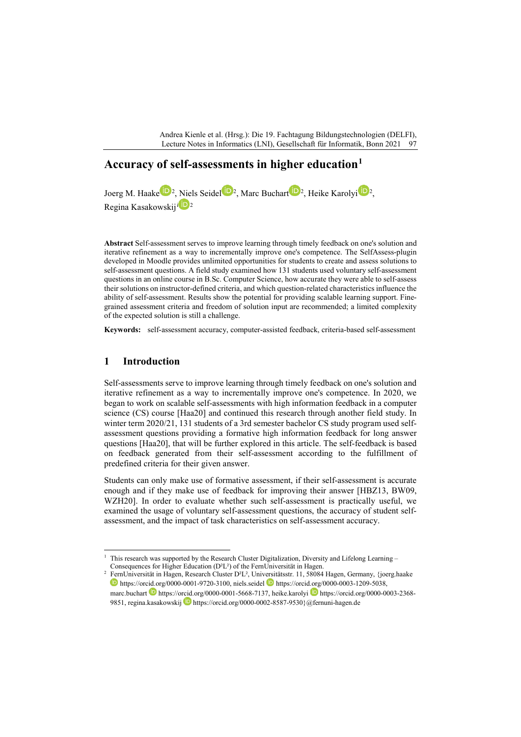# Accuracy of self-assessments in higher education[1]

Joerg M. Haake[2], Niels Seidel[2], Marc Buchart[2], Heike Karolyi[2], Regina Kasakowskij[2]

**Abstract** Self-assessment serves to improve learning through timely feedback on one's solution and iterative refinement as a way to incrementally improve one's competence. The SelfAssess-plugin developed in Moodle provides unlimited opportunities for students to create and assess solutions to self-assessment questions. A field study examined how 131 students used voluntary self-assessment questions in an online course in B.Sc. Computer Science, how accurate they were able to self-assess their solutions on instructor-defined criteria, and which question-related characteristics influence the ability of self-assessment. Results show the potential for providing scalable learning support. Fine-grained assessment criteria and freedom of solution input are recommended; a limited complexity of the expected solution is still a challenge.

**Keywords:** self-assessment accuracy, computer-assisted feedback, criteria-based self-assessment

## 1 Introduction

Self-assessments serve to improve learning through timely feedback on one's solution and iterative refinement as a way to incrementally improve one's competence. In 2020, we began to work on scalable self-assessments with high information feedback in a computer science (CS) course [Haa20] and continued this research through another field study. In winter term 2020/21, 131 students of a 3rd semester bachelor CS study program used self-assessment questions providing a formative high information feedback for long answer questions [Haa20], that will be further explored in this article. The self-feedback is based on feedback generated from their self-assessment according to the fulfillment of predefined criteria for their given answer.

Students can only make use of formative assessment, if their self-assessment is accurate enough and if they make use of feedback for improving their answer [HBZ13, BW09, WZH20]. In order to evaluate whether such self-assessment is practically useful, we examined the usage of voluntary self-assessment questions, the accuracy of student self-assessment, and the impact of task characteristics on self-assessment accuracy.

---

[1] This research was supported by the Research Cluster Digitalization, Diversity and Lifelong Learning – Consequences for Higher Education (D²L²) of the FernUniversität in Hagen.

[2] FernUniversität in Hagen, Research Cluster D²L², Universitätsstr. 11, 58084 Hagen, Germany, {joerg.haake https://orcid.org/0000-0001-9720-3100, niels.seidel https://orcid.org/0000-0003-1209-5038, marc.buchart https://orcid.org/0000-0001-5668-7137, heike.karolyi https://orcid.org/0000-0003-2368-9851, regina.kasakowskij https://orcid.org/0000-0002-8587-9530}@fernuni-hagen.de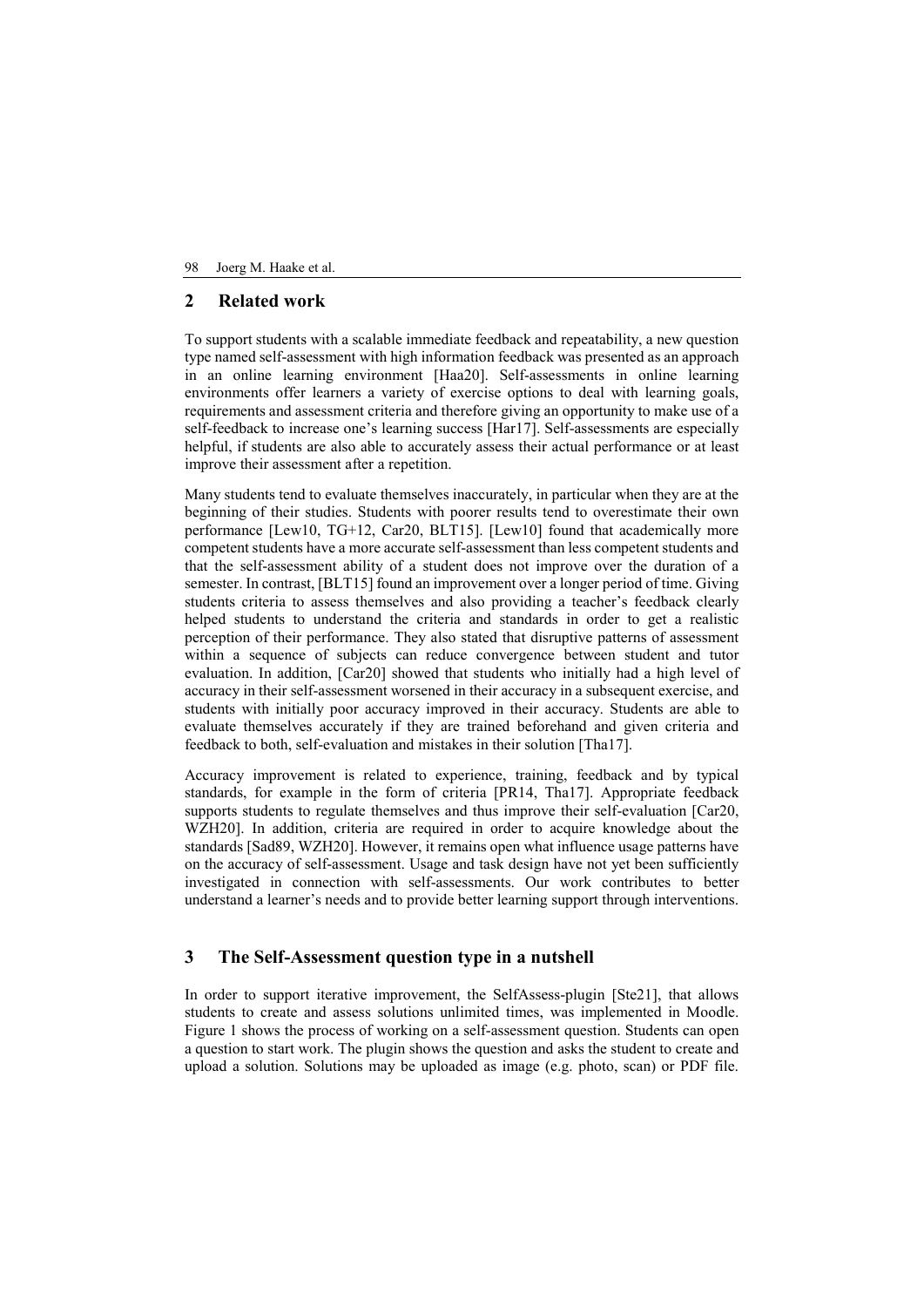## 2 Related work

To support students with a scalable immediate feedback and repeatability, a new question type named self-assessment with high information feedback was presented as an approach in an online learning environment [Haa20]. Self-assessments in online learning environments offer learners a variety of exercise options to deal with learning goals, requirements and assessment criteria and therefore giving an opportunity to make use of a self-feedback to increase one's learning success [Har17]. Self-assessments are especially helpful, if students are also able to accurately assess their actual performance or at least improve their assessment after a repetition.

Many students tend to evaluate themselves inaccurately, in particular when they are at the beginning of their studies. Students with poorer results tend to overestimate their own performance [Lew10, TG+12, Car20, BLT15]. [Lew10] found that academically more competent students have a more accurate self-assessment than less competent students and that the self-assessment ability of a student does not improve over the duration of a semester. In contrast, [BLT15] found an improvement over a longer period of time. Giving students criteria to assess themselves and also providing a teacher's feedback clearly helped students to understand the criteria and standards in order to get a realistic perception of their performance. They also stated that disruptive patterns of assessment within a sequence of subjects can reduce convergence between student and tutor evaluation. In addition, [Car20] showed that students who initially had a high level of accuracy in their self-assessment worsened in their accuracy in a subsequent exercise, and students with initially poor accuracy improved in their accuracy. Students are able to evaluate themselves accurately if they are trained beforehand and given criteria and feedback to both, self-evaluation and mistakes in their solution [Tha17].

Accuracy improvement is related to experience, training, feedback and by typical standards, for example in the form of criteria [PR14, Tha17]. Appropriate feedback supports students to regulate themselves and thus improve their self-evaluation [Car20, WZH20]. In addition, criteria are required in order to acquire knowledge about the standards [Sad89, WZH20]. However, it remains open what influence usage patterns have on the accuracy of self-assessment. Usage and task design have not yet been sufficiently investigated in connection with self-assessments. Our work contributes to better understand a learner's needs and to provide better learning support through interventions.

## 3 The Self-Assessment question type in a nutshell

In order to support iterative improvement, the SelfAssess-plugin [Ste21], that allows students to create and assess solutions unlimited times, was implemented in Moodle. Figure 1 shows the process of working on a self-assessment question. Students can open a question to start work. The plugin shows the question and asks the student to create and upload a solution. Solutions may be uploaded as image (e.g. photo, scan) or PDF file.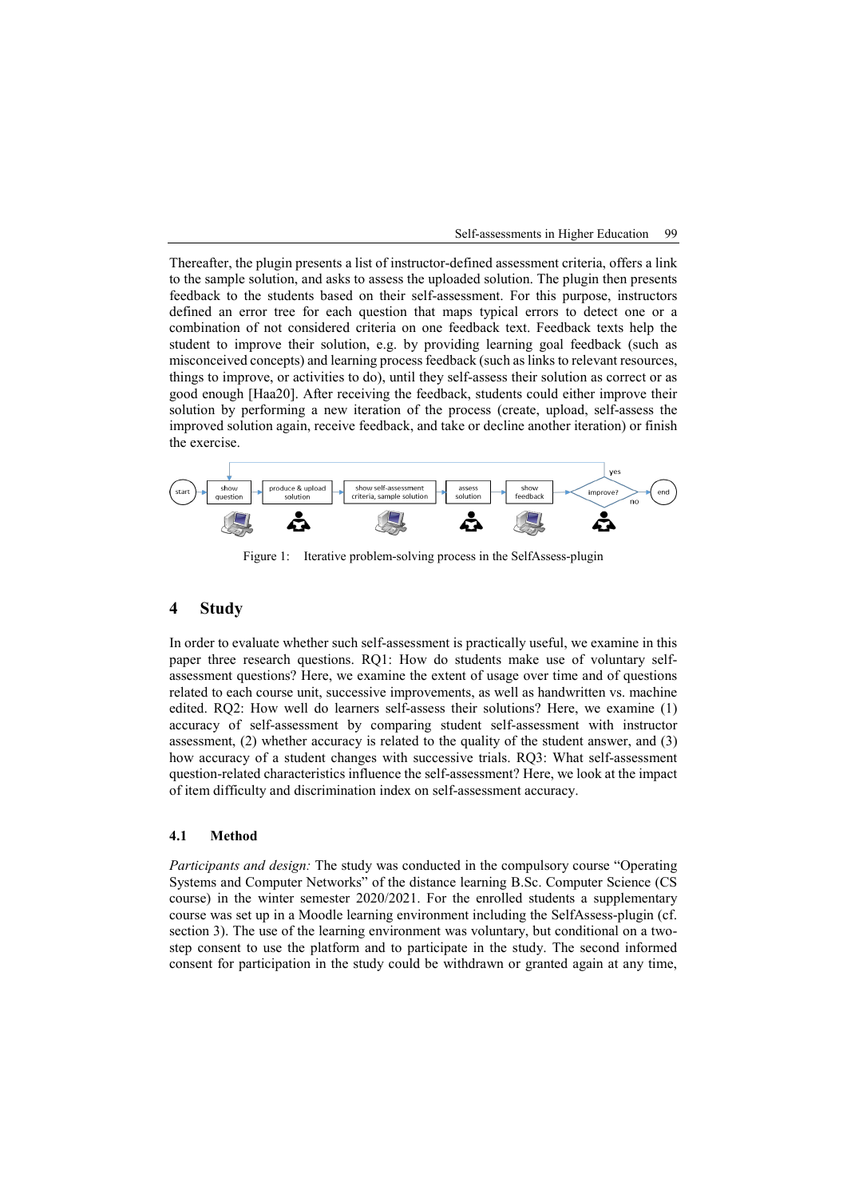Thereafter, the plugin presents a list of instructor-defined assessment criteria, offers a link to the sample solution, and asks to assess the uploaded solution. The plugin then presents feedback to the students based on their self-assessment. For this purpose, instructors defined an error tree for each question that maps typical errors to detect one or a combination of not considered criteria on one feedback text. Feedback texts help the student to improve their solution, e.g. by providing learning goal feedback (such as misconceived concepts) and learning process feedback (such as links to relevant resources, things to improve, or activities to do), until they self-assess their solution as correct or as good enough [Haa20]. After receiving the feedback, students could either improve their solution by performing a new iteration of the process (create, upload, self-assess the improved solution again, receive feedback, and take or decline another iteration) or finish the exercise.

Figure 1: Iterative problem-solving process in the SelfAssess-plugin

## 4 Study

In order to evaluate whether such self-assessment is practically useful, we examine in this paper three research questions. RQ1: How do students make use of voluntary self-assessment questions? Here, we examine the extent of usage over time and of questions related to each course unit, successive improvements, as well as handwritten vs. machine edited. RQ2: How well do learners self-assess their solutions? Here, we examine (1) accuracy of self-assessment by comparing student self-assessment with instructor assessment, (2) whether accuracy is related to the quality of the student answer, and (3) how accuracy of a student changes with successive trials. RQ3: What self-assessment question-related characteristics influence the self-assessment? Here, we look at the impact of item difficulty and discrimination index on self-assessment accuracy.

### 4.1 Method

*Participants and design:* The study was conducted in the compulsory course "Operating Systems and Computer Networks" of the distance learning B.Sc. Computer Science (CS course) in the winter semester 2020/2021. For the enrolled students a supplementary course was set up in a Moodle learning environment including the SelfAssess-plugin (cf. section 3). The use of the learning environment was voluntary, but conditional on a two-step consent to use the platform and to participate in the study. The second informed consent for participation in the study could be withdrawn or granted again at any time,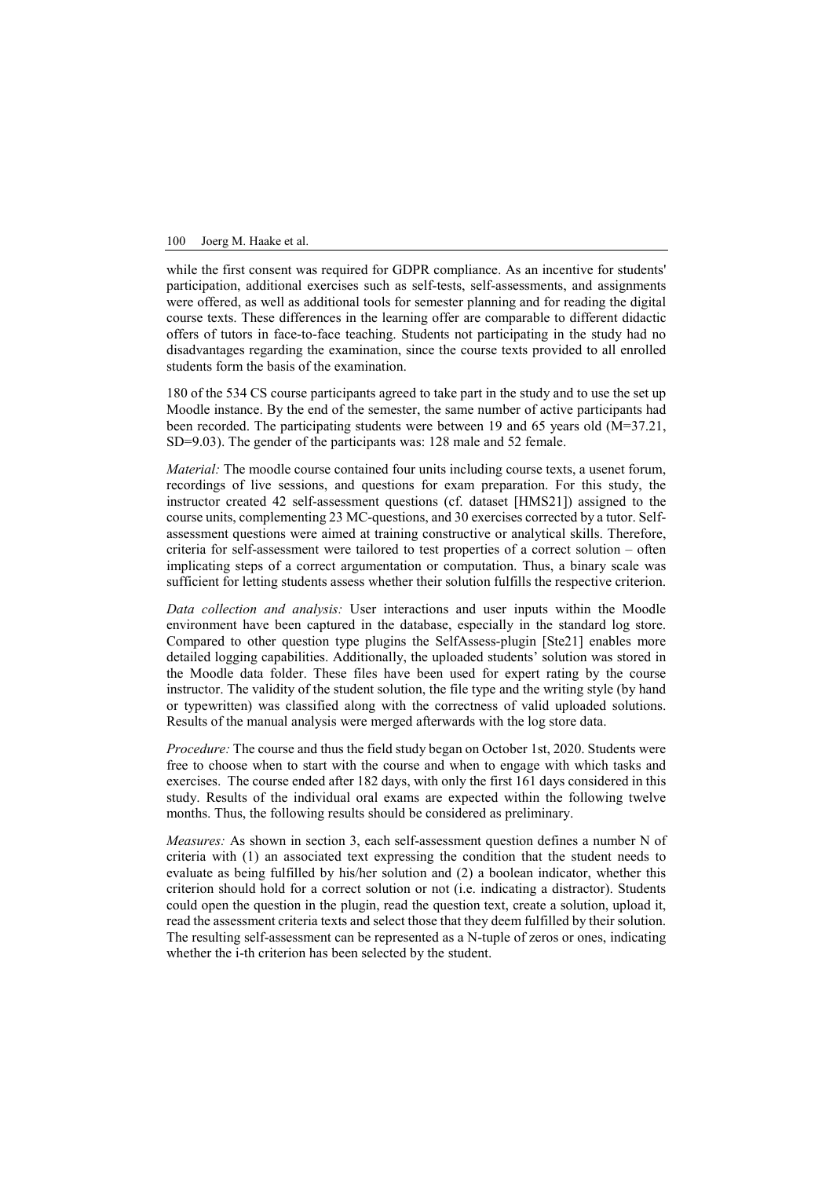while the first consent was required for GDPR compliance. As an incentive for students' participation, additional exercises such as self-tests, self-assessments, and assignments were offered, as well as additional tools for semester planning and for reading the digital course texts. These differences in the learning offer are comparable to different didactic offers of tutors in face-to-face teaching. Students not participating in the study had no disadvantages regarding the examination, since the course texts provided to all enrolled students form the basis of the examination.

180 of the 534 CS course participants agreed to take part in the study and to use the set up Moodle instance. By the end of the semester, the same number of active participants had been recorded. The participating students were between 19 and 65 years old (M=37.21, SD=9.03). The gender of the participants was: 128 male and 52 female.

*Material:* The moodle course contained four units including course texts, a usenet forum, recordings of live sessions, and questions for exam preparation. For this study, the instructor created 42 self-assessment questions (cf. dataset [HMS21]) assigned to the course units, complementing 23 MC-questions, and 30 exercises corrected by a tutor. Self-assessment questions were aimed at training constructive or analytical skills. Therefore, criteria for self-assessment were tailored to test properties of a correct solution – often implicating steps of a correct argumentation or computation. Thus, a binary scale was sufficient for letting students assess whether their solution fulfills the respective criterion.

*Data collection and analysis:* User interactions and user inputs within the Moodle environment have been captured in the database, especially in the standard log store. Compared to other question type plugins the SelfAssess-plugin [Ste21] enables more detailed logging capabilities. Additionally, the uploaded students' solution was stored in the Moodle data folder. These files have been used for expert rating by the course instructor. The validity of the student solution, the file type and the writing style (by hand or typewritten) was classified along with the correctness of valid uploaded solutions. Results of the manual analysis were merged afterwards with the log store data.

*Procedure:* The course and thus the field study began on October 1st, 2020. Students were free to choose when to start with the course and when to engage with which tasks and exercises. The course ended after 182 days, with only the first 161 days considered in this study. Results of the individual oral exams are expected within the following twelve months. Thus, the following results should be considered as preliminary.

*Measures:* As shown in section 3, each self-assessment question defines a number N of criteria with (1) an associated text expressing the condition that the student needs to evaluate as being fulfilled by his/her solution and (2) a boolean indicator, whether this criterion should hold for a correct solution or not (i.e. indicating a distractor). Students could open the question in the plugin, read the question text, create a solution, upload it, read the assessment criteria texts and select those that they deem fulfilled by their solution. The resulting self-assessment can be represented as a N-tuple of zeros or ones, indicating whether the i-th criterion has been selected by the student.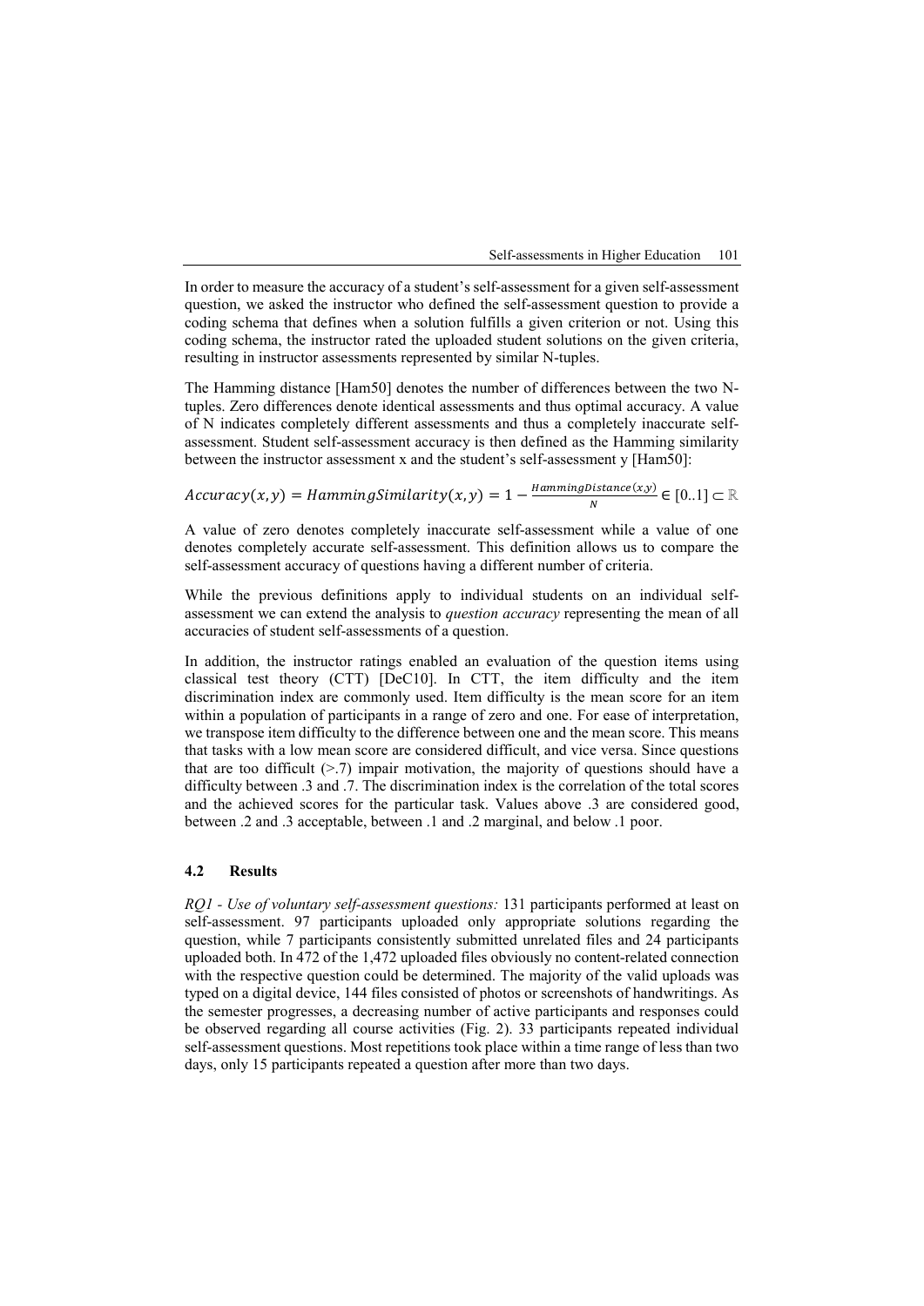In order to measure the accuracy of a student's self-assessment for a given self-assessment question, we asked the instructor who defined the self-assessment question to provide a coding schema that defines when a solution fulfills a given criterion or not. Using this coding schema, the instructor rated the uploaded student solutions on the given criteria, resulting in instructor assessments represented by similar N-tuples.

The Hamming distance [Ham50] denotes the number of differences between the two N-tuples. Zero differences denote identical assessments and thus optimal accuracy. A value of N indicates completely different assessments and thus a completely inaccurate self-assessment. Student self-assessment accuracy is then defined as the Hamming similarity between the instructor assessment x and the student's self-assessment y [Ham50]:

$$Accuracy(x, y) = HammingSimilarity(x, y) = 1 - \frac{HammingDistance(x,y)}{N} \in [0..1] \subset \mathbb{R}$$

A value of zero denotes completely inaccurate self-assessment while a value of one denotes completely accurate self-assessment. This definition allows us to compare the self-assessment accuracy of questions having a different number of criteria.

While the previous definitions apply to individual students on an individual self-assessment we can extend the analysis to *question accuracy* representing the mean of all accuracies of student self-assessments of a question.

In addition, the instructor ratings enabled an evaluation of the question items using classical test theory (CTT) [DeC10]. In CTT, the item difficulty and the item discrimination index are commonly used. Item difficulty is the mean score for an item within a population of participants in a range of zero and one. For ease of interpretation, we transpose item difficulty to the difference between one and the mean score. This means that tasks with a low mean score are considered difficult, and vice versa. Since questions that are too difficult (>.7) impair motivation, the majority of questions should have a difficulty between .3 and .7. The discrimination index is the correlation of the total scores and the achieved scores for the particular task. Values above .3 are considered good, between .2 and .3 acceptable, between .1 and .2 marginal, and below .1 poor.

### 4.2 Results

*RQ1 - Use of voluntary self-assessment questions:* 131 participants performed at least on self-assessment. 97 participants uploaded only appropriate solutions regarding the question, while 7 participants consistently submitted unrelated files and 24 participants uploaded both. In 472 of the 1,472 uploaded files obviously no content-related connection with the respective question could be determined. The majority of the valid uploads was typed on a digital device, 144 files consisted of photos or screenshots of handwritings. As the semester progresses, a decreasing number of active participants and responses could be observed regarding all course activities (Fig. 2). 33 participants repeated individual self-assessment questions. Most repetitions took place within a time range of less than two days, only 15 participants repeated a question after more than two days.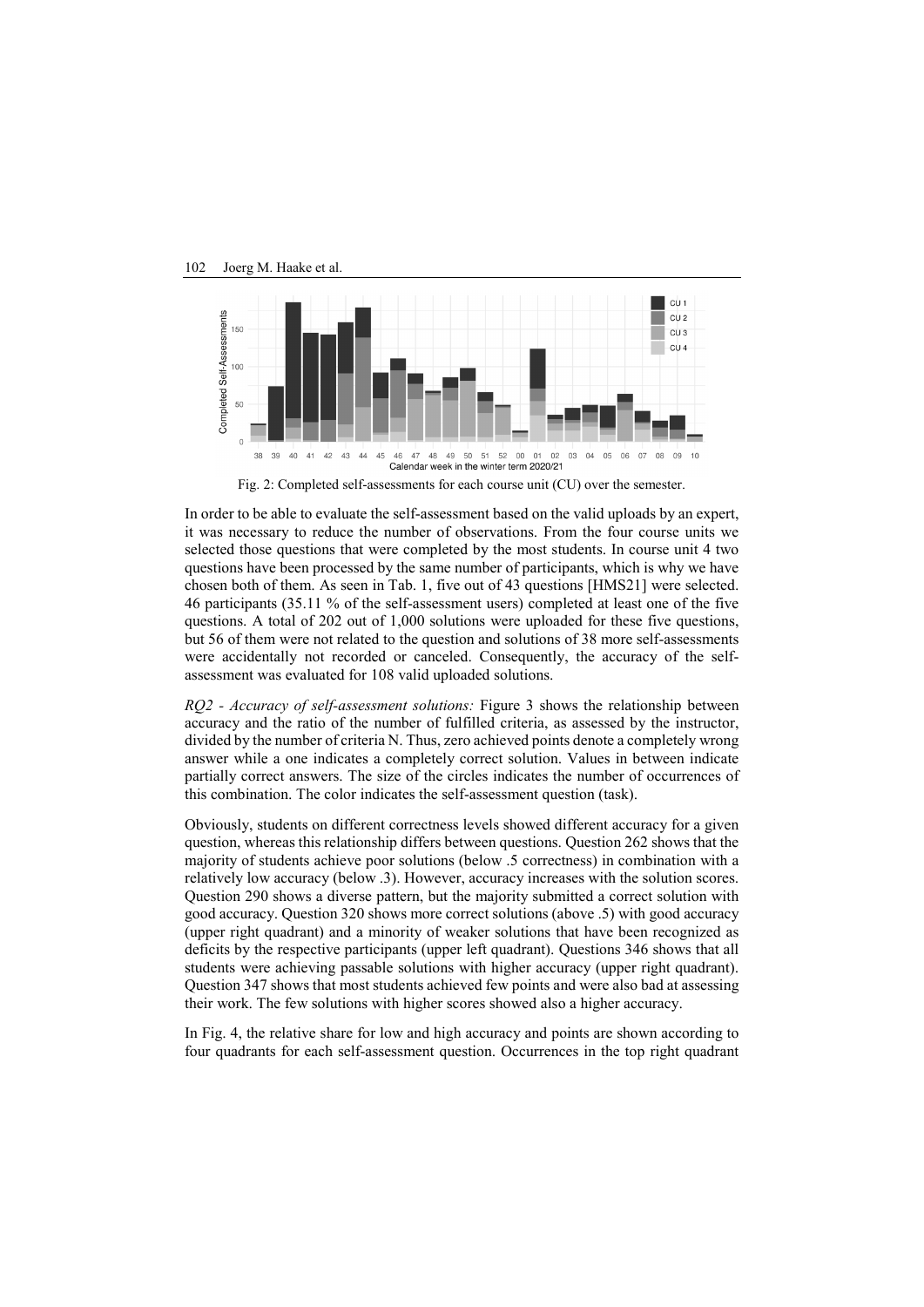Fig. 2: Completed self-assessments for each course unit (CU) over the semester.

In order to be able to evaluate the self-assessment based on the valid uploads by an expert, it was necessary to reduce the number of observations. From the four course units we selected those questions that were completed by the most students. In course unit 4 two questions have been processed by the same number of participants, which is why we have chosen both of them. As seen in Tab. 1, five out of 43 questions [HMS21] were selected. 46 participants (35.11 % of the self-assessment users) completed at least one of the five questions. A total of 202 out of 1,000 solutions were uploaded for these five questions, but 56 of them were not related to the question and solutions of 38 more self-assessments were accidentally not recorded or canceled. Consequently, the accuracy of the self-assessment was evaluated for 108 valid uploaded solutions.

*RQ2 - Accuracy of self-assessment solutions:* Figure 3 shows the relationship between accuracy and the ratio of the number of fulfilled criteria, as assessed by the instructor, divided by the number of criteria N. Thus, zero achieved points denote a completely wrong answer while a one indicates a completely correct solution. Values in between indicate partially correct answers. The size of the circles indicates the number of occurrences of this combination. The color indicates the self-assessment question (task).

Obviously, students on different correctness levels showed different accuracy for a given question, whereas this relationship differs between questions. Question 262 shows that the majority of students achieve poor solutions (below .5 correctness) in combination with a relatively low accuracy (below .3). However, accuracy increases with the solution scores. Question 290 shows a diverse pattern, but the majority submitted a correct solution with good accuracy. Question 320 shows more correct solutions (above .5) with good accuracy (upper right quadrant) and a minority of weaker solutions that have been recognized as deficits by the respective participants (upper left quadrant). Questions 346 shows that all students were achieving passable solutions with higher accuracy (upper right quadrant). Question 347 shows that most students achieved few points and were also bad at assessing their work. The few solutions with higher scores showed also a higher accuracy.

In Fig. 4, the relative share for low and high accuracy and points are shown according to four quadrants for each self-assessment question. Occurrences in the top right quadrant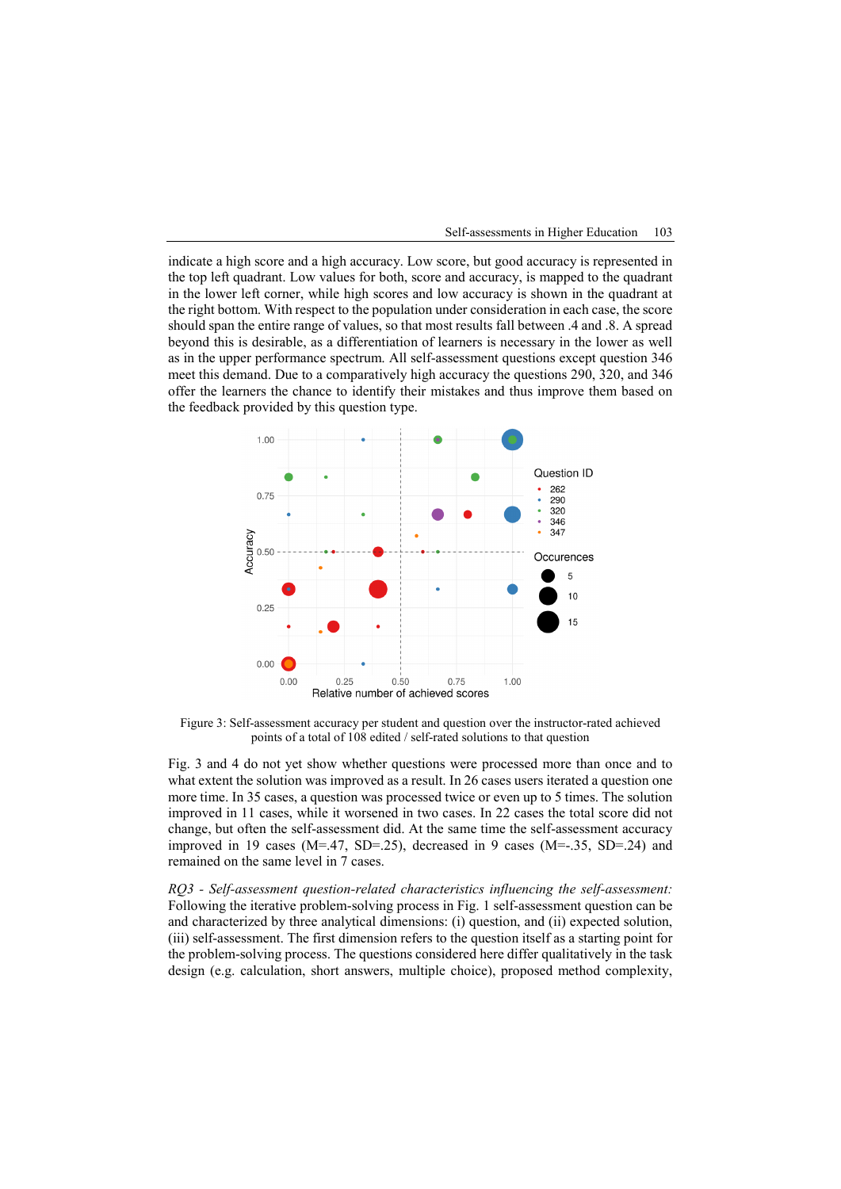indicate a high score and a high accuracy. Low score, but good accuracy is represented in the top left quadrant. Low values for both, score and accuracy, is mapped to the quadrant in the lower left corner, while high scores and low accuracy is shown in the quadrant at the right bottom. With respect to the population under consideration in each case, the score should span the entire range of values, so that most results fall between .4 and .8. A spread beyond this is desirable, as a differentiation of learners is necessary in the lower as well as in the upper performance spectrum. All self-assessment questions except question 346 meet this demand. Due to a comparatively high accuracy the questions 290, 320, and 346 offer the learners the chance to identify their mistakes and thus improve them based on the feedback provided by this question type.

Figure 3: Self-assessment accuracy per student and question over the instructor-rated achieved points of a total of 108 edited / self-rated solutions to that question

Fig. 3 and 4 do not yet show whether questions were processed more than once and to what extent the solution was improved as a result. In 26 cases users iterated a question one more time. In 35 cases, a question was processed twice or even up to 5 times. The solution improved in 11 cases, while it worsened in two cases. In 22 cases the total score did not change, but often the self-assessment did. At the same time the self-assessment accuracy improved in 19 cases (M=.47, SD=.25), decreased in 9 cases (M=-.35, SD=.24) and remained on the same level in 7 cases.

*RQ3 - Self-assessment question-related characteristics influencing the self-assessment:* Following the iterative problem-solving process in Fig. 1 self-assessment question can be and characterized by three analytical dimensions: (i) question, and (ii) expected solution, (iii) self-assessment. The first dimension refers to the question itself as a starting point for the problem-solving process. The questions considered here differ qualitatively in the task design (e.g. calculation, short answers, multiple choice), proposed method complexity,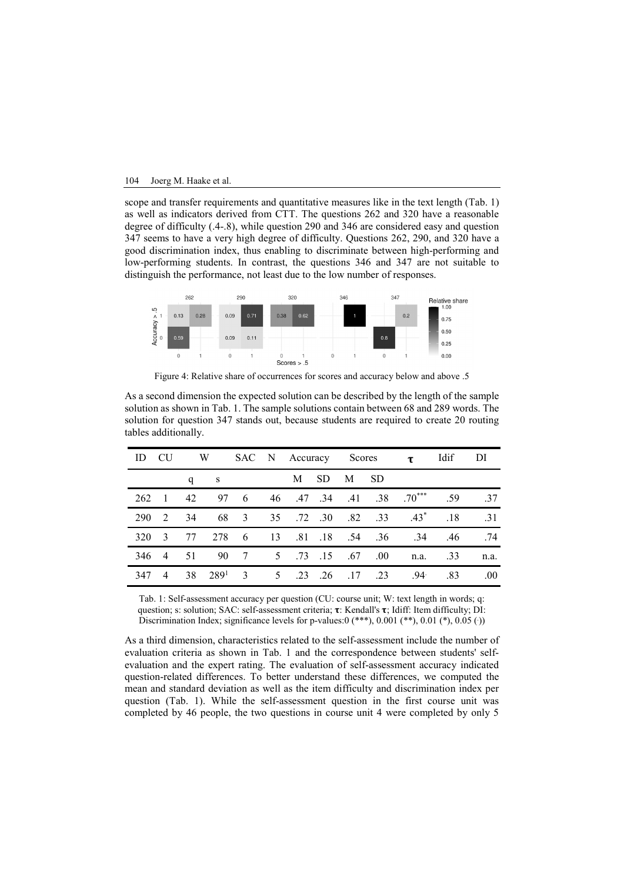scope and transfer requirements and quantitative measures like in the text length (Tab. 1) as well as indicators derived from CTT. The questions 262 and 320 have a reasonable degree of difficulty (.4-.8), while question 290 and 346 are considered easy and question 347 seems to have a very high degree of difficulty. Questions 262, 290, and 320 have a good discrimination index, thus enabling to discriminate between high-performing and low-performing students. In contrast, the questions 346 and 347 are not suitable to distinguish the performance, not least due to the low number of responses.

Figure 4: Relative share of occurrences for scores and accuracy below and above .5

As a second dimension the expected solution can be described by the length of the sample solution as shown in Tab. 1. The sample solutions contain between 68 and 289 words. The solution for question 347 stands out, because students are required to create 20 routing tables additionally.

| ID | CU | W | | SAC | N | Accuracy | | Scores | | $\tau$ | Idif | DI |
|---|---|---|---|---|---|---|---|---|---|---|---|---|
| | | q | s | | | M | SD | M | SD | | | |
| 262 | 1 | 42 | 97 | 6 | 46 | .47 | .34 | .41 | .38 | .70*** | .59 | .37 |
| 290 | 2 | 34 | 68 | 3 | 35 | .72 | .30 | .82 | .33 | .43* | .18 | .31 |
| 320 | 3 | 77 | 278 | 6 | 13 | .81 | .18 | .54 | .36 | .34 | .46 | .74 |
| 346 | 4 | 51 | 90 | 7 | 5 | .73 | .15 | .67 | .00 | n.a. | .33 | n.a. |
| 347 | 4 | 38 | 289[1] | 3 | 5 | .23 | .26 | .17 | .23 | .94· | .83 | .00 |

Tab. 1: Self-assessment accuracy per question (CU: course unit; W: text length in words; q: question; s: solution; SAC: self-assessment criteria; $\tau$: Kendall's $\tau$; Idiff: Item difficulty; DI: Discrimination Index; significance levels for p-values:0 (***), 0.001 (**), 0.01 (*), 0.05 (·))

As a third dimension, characteristics related to the self-assessment include the number of evaluation criteria as shown in Tab. 1 and the correspondence between students' self-evaluation and the expert rating. The evaluation of self-assessment accuracy indicated question-related differences. To better understand these differences, we computed the mean and standard deviation as well as the item difficulty and discrimination index per question (Tab. 1). While the self-assessment question in the first course unit was completed by 46 people, the two questions in course unit 4 were completed by only 5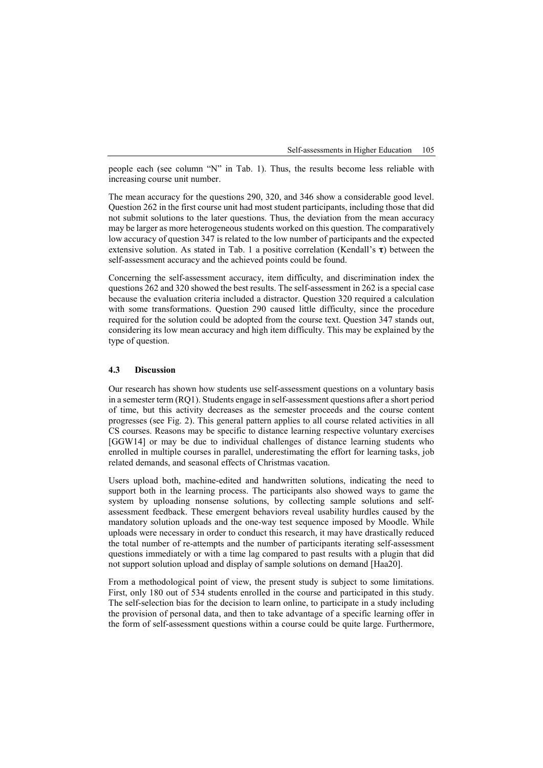people each (see column "N" in Tab. 1). Thus, the results become less reliable with increasing course unit number.

The mean accuracy for the questions 290, 320, and 346 show a considerable good level. Question 262 in the first course unit had most student participants, including those that did not submit solutions to the later questions. Thus, the deviation from the mean accuracy may be larger as more heterogeneous students worked on this question. The comparatively low accuracy of question 347 is related to the low number of participants and the expected extensive solution. As stated in Tab. 1 a positive correlation (Kendall's $\boldsymbol{\tau}$) between the self-assessment accuracy and the achieved points could be found.

Concerning the self-assessment accuracy, item difficulty, and discrimination index the questions 262 and 320 showed the best results. The self-assessment in 262 is a special case because the evaluation criteria included a distractor. Question 320 required a calculation with some transformations. Question 290 caused little difficulty, since the procedure required for the solution could be adopted from the course text. Question 347 stands out, considering its low mean accuracy and high item difficulty. This may be explained by the type of question.

### 4.3 Discussion

Our research has shown how students use self-assessment questions on a voluntary basis in a semester term (RQ1). Students engage in self-assessment questions after a short period of time, but this activity decreases as the semester proceeds and the course content progresses (see Fig. 2). This general pattern applies to all course related activities in all CS courses. Reasons may be specific to distance learning respective voluntary exercises [GGW14] or may be due to individual challenges of distance learning students who enrolled in multiple courses in parallel, underestimating the effort for learning tasks, job related demands, and seasonal effects of Christmas vacation.

Users upload both, machine-edited and handwritten solutions, indicating the need to support both in the learning process. The participants also showed ways to game the system by uploading nonsense solutions, by collecting sample solutions and self-assessment feedback. These emergent behaviors reveal usability hurdles caused by the mandatory solution uploads and the one-way test sequence imposed by Moodle. While uploads were necessary in order to conduct this research, it may have drastically reduced the total number of re-attempts and the number of participants iterating self-assessment questions immediately or with a time lag compared to past results with a plugin that did not support solution upload and display of sample solutions on demand [Haa20].

From a methodological point of view, the present study is subject to some limitations. First, only 180 out of 534 students enrolled in the course and participated in this study. The self-selection bias for the decision to learn online, to participate in a study including the provision of personal data, and then to take advantage of a specific learning offer in the form of self-assessment questions within a course could be quite large. Furthermore,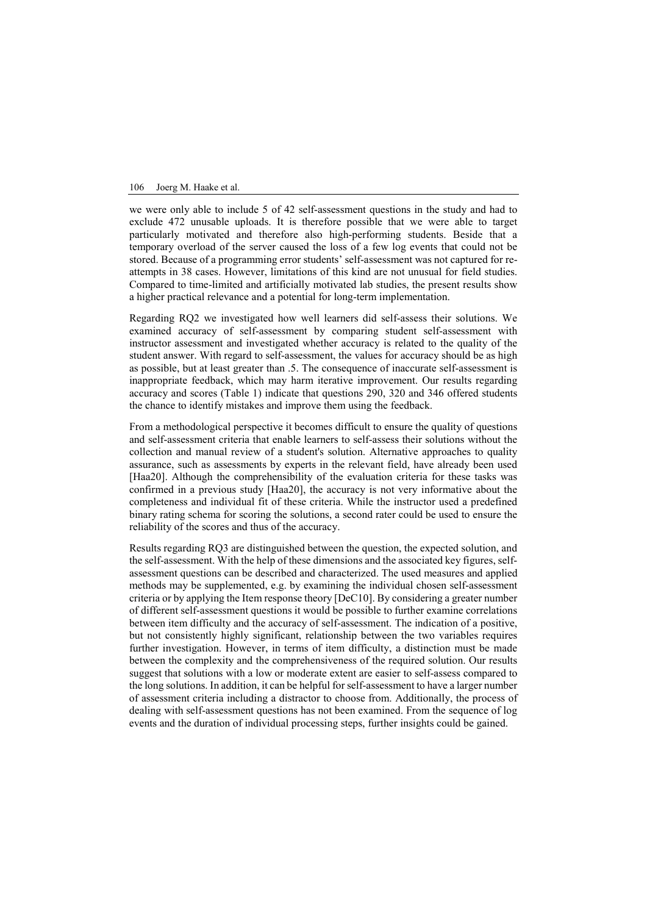we were only able to include 5 of 42 self-assessment questions in the study and had to exclude 472 unusable uploads. It is therefore possible that we were able to target particularly motivated and therefore also high-performing students. Beside that a temporary overload of the server caused the loss of a few log events that could not be stored. Because of a programming error students' self-assessment was not captured for re-attempts in 38 cases. However, limitations of this kind are not unusual for field studies. Compared to time-limited and artificially motivated lab studies, the present results show a higher practical relevance and a potential for long-term implementation.

Regarding RQ2 we investigated how well learners did self-assess their solutions. We examined accuracy of self-assessment by comparing student self-assessment with instructor assessment and investigated whether accuracy is related to the quality of the student answer. With regard to self-assessment, the values for accuracy should be as high as possible, but at least greater than .5. The consequence of inaccurate self-assessment is inappropriate feedback, which may harm iterative improvement. Our results regarding accuracy and scores (Table 1) indicate that questions 290, 320 and 346 offered students the chance to identify mistakes and improve them using the feedback.

From a methodological perspective it becomes difficult to ensure the quality of questions and self-assessment criteria that enable learners to self-assess their solutions without the collection and manual review of a student's solution. Alternative approaches to quality assurance, such as assessments by experts in the relevant field, have already been used [Haa20]. Although the comprehensibility of the evaluation criteria for these tasks was confirmed in a previous study [Haa20], the accuracy is not very informative about the completeness and individual fit of these criteria. While the instructor used a predefined binary rating schema for scoring the solutions, a second rater could be used to ensure the reliability of the scores and thus of the accuracy.

Results regarding RQ3 are distinguished between the question, the expected solution, and the self-assessment. With the help of these dimensions and the associated key figures, self-assessment questions can be described and characterized. The used measures and applied methods may be supplemented, e.g. by examining the individual chosen self-assessment criteria or by applying the Item response theory [DeC10]. By considering a greater number of different self-assessment questions it would be possible to further examine correlations between item difficulty and the accuracy of self-assessment. The indication of a positive, but not consistently highly significant, relationship between the two variables requires further investigation. However, in terms of item difficulty, a distinction must be made between the complexity and the comprehensiveness of the required solution. Our results suggest that solutions with a low or moderate extent are easier to self-assess compared to the long solutions. In addition, it can be helpful for self-assessment to have a larger number of assessment criteria including a distractor to choose from. Additionally, the process of dealing with self-assessment questions has not been examined. From the sequence of log events and the duration of individual processing steps, further insights could be gained.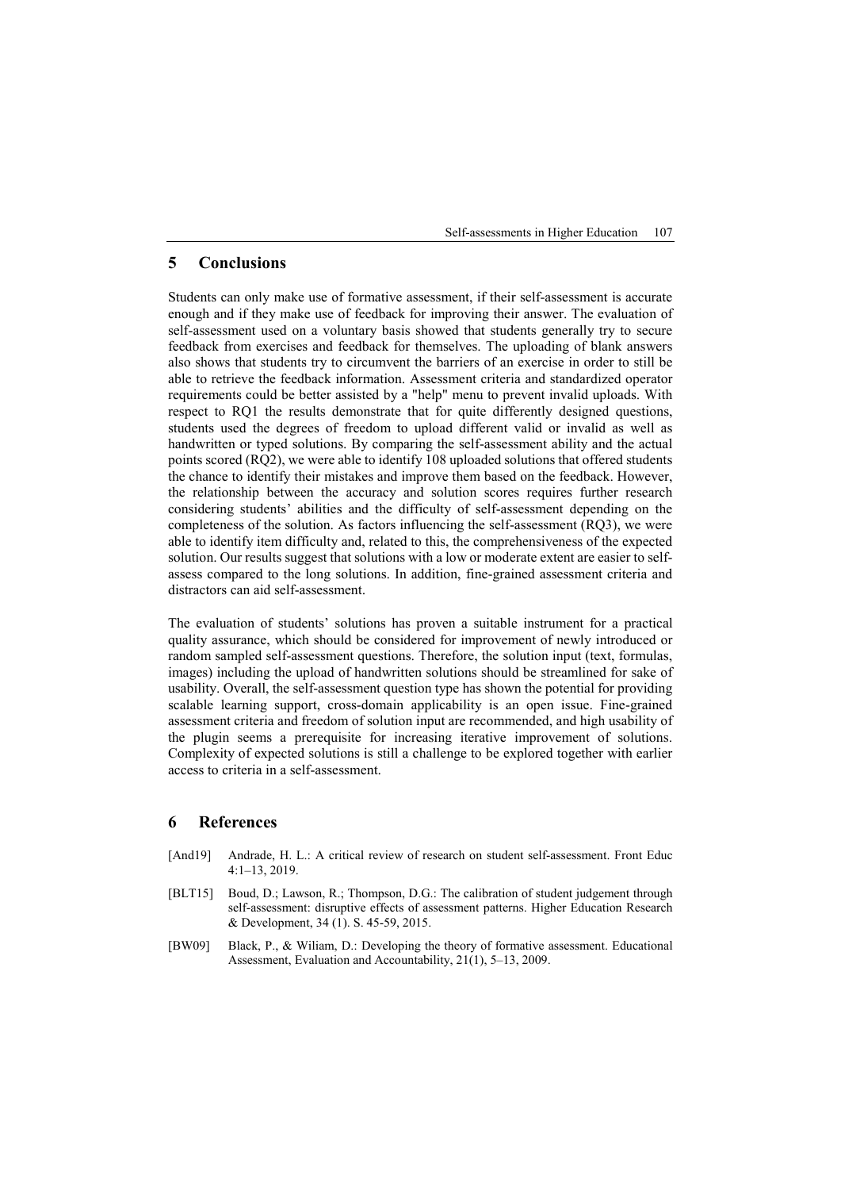## 5 Conclusions

Students can only make use of formative assessment, if their self-assessment is accurate enough and if they make use of feedback for improving their answer. The evaluation of self-assessment used on a voluntary basis showed that students generally try to secure feedback from exercises and feedback for themselves. The uploading of blank answers also shows that students try to circumvent the barriers of an exercise in order to still be able to retrieve the feedback information. Assessment criteria and standardized operator requirements could be better assisted by a "help" menu to prevent invalid uploads. With respect to RQ1 the results demonstrate that for quite differently designed questions, students used the degrees of freedom to upload different valid or invalid as well as handwritten or typed solutions. By comparing the self-assessment ability and the actual points scored (RQ2), we were able to identify 108 uploaded solutions that offered students the chance to identify their mistakes and improve them based on the feedback. However, the relationship between the accuracy and solution scores requires further research considering students' abilities and the difficulty of self-assessment depending on the completeness of the solution. As factors influencing the self-assessment (RQ3), we were able to identify item difficulty and, related to this, the comprehensiveness of the expected solution. Our results suggest that solutions with a low or moderate extent are easier to self-assess compared to the long solutions. In addition, fine-grained assessment criteria and distractors can aid self-assessment.

The evaluation of students' solutions has proven a suitable instrument for a practical quality assurance, which should be considered for improvement of newly introduced or random sampled self-assessment questions. Therefore, the solution input (text, formulas, images) including the upload of handwritten solutions should be streamlined for sake of usability. Overall, the self-assessment question type has shown the potential for providing scalable learning support, cross-domain applicability is an open issue. Fine-grained assessment criteria and freedom of solution input are recommended, and high usability of the plugin seems a prerequisite for increasing iterative improvement of solutions. Complexity of expected solutions is still a challenge to be explored together with earlier access to criteria in a self-assessment.

## 6 References

[And19] Andrade, H. L.: A critical review of research on student self-assessment. Front Educ 4:1–13, 2019.

[BLT15] Boud, D.; Lawson, R.; Thompson, D.G.: The calibration of student judgement through self-assessment: disruptive effects of assessment patterns. Higher Education Research & Development, 34 (1). S. 45-59, 2015.

[BW09] Black, P., & Wiliam, D.: Developing the theory of formative assessment. Educational Assessment, Evaluation and Accountability, 21(1), 5–13, 2009.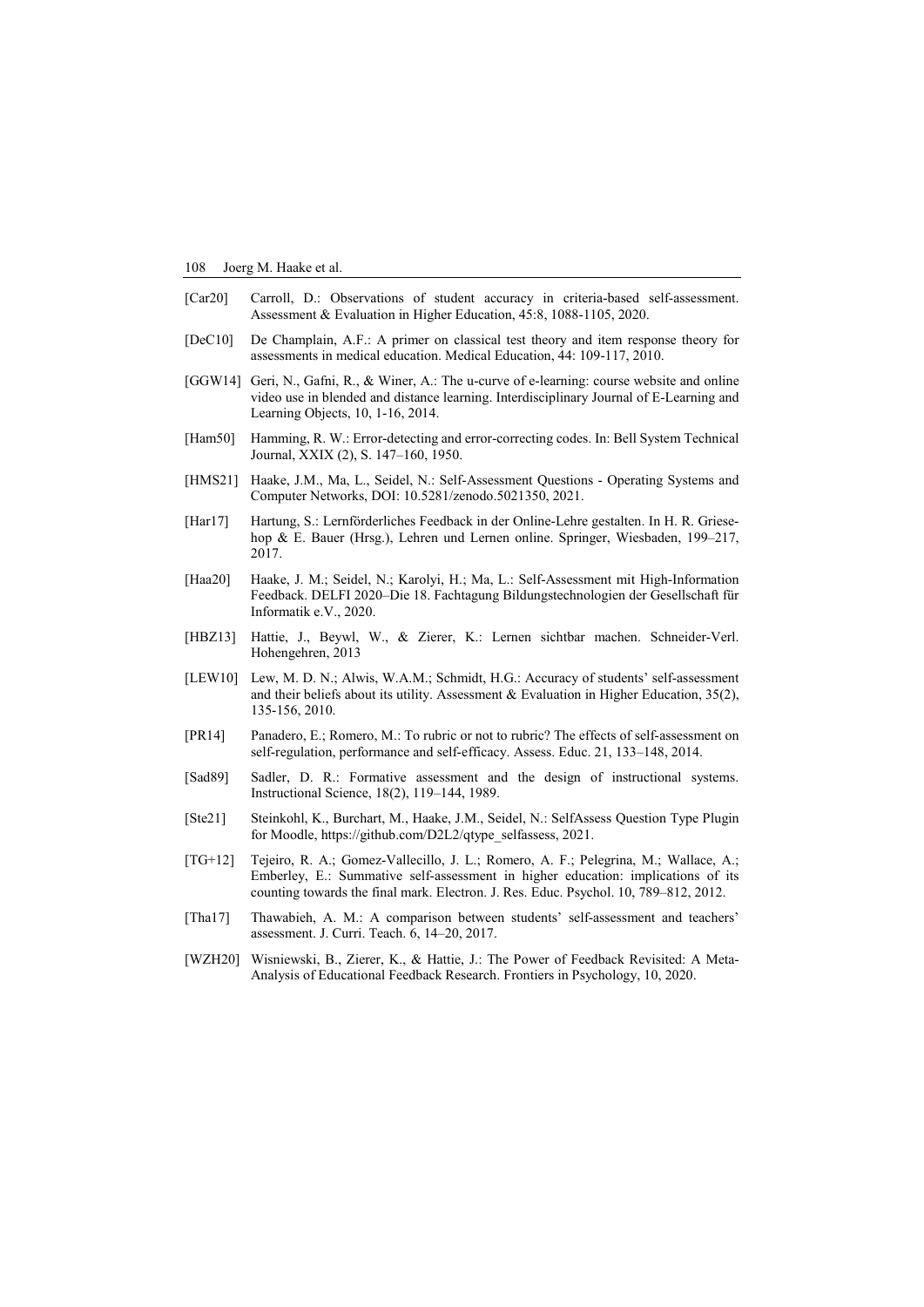[Car20] Carroll, D.: Observations of student accuracy in criteria-based self-assessment. Assessment & Evaluation in Higher Education, 45:8, 1088-1105, 2020.

[DeC10] De Champlain, A.F.: A primer on classical test theory and item response theory for assessments in medical education. Medical Education, 44: 109-117, 2010.

[GGW14] Geri, N., Gafni, R., & Winer, A.: The u-curve of e-learning: course website and online video use in blended and distance learning. Interdisciplinary Journal of E-Learning and Learning Objects, 10, 1-16, 2014.

[Ham50] Hamming, R. W.: Error-detecting and error-correcting codes. In: Bell System Technical Journal, XXIX (2), S. 147–160, 1950.

[HMS21] Haake, J.M., Ma, L., Seidel, N.: Self-Assessment Questions - Operating Systems and Computer Networks, DOI: 10.5281/zenodo.5021350, 2021.

[Har17] Hartung, S.: Lernförderliches Feedback in der Online-Lehre gestalten. In H. R. Griesehop & E. Bauer (Hrsg.), Lehren und Lernen online. Springer, Wiesbaden, 199–217, 2017.

[Haa20] Haake, J. M.; Seidel, N.; Karolyi, H.; Ma, L.: Self-Assessment mit High-Information Feedback. DELFI 2020–Die 18. Fachtagung Bildungstechnologien der Gesellschaft für Informatik e.V., 2020.

[HBZ13] Hattie, J., Beywl, W., & Zierer, K.: Lernen sichtbar machen. Schneider-Verl. Hohengehren, 2013

[LEW10] Lew, M. D. N.; Alwis, W.A.M.; Schmidt, H.G.: Accuracy of students' self-assessment and their beliefs about its utility. Assessment & Evaluation in Higher Education, 35(2), 135-156, 2010.

[PR14] Panadero, E.; Romero, M.: To rubric or not to rubric? The effects of self-assessment on self-regulation, performance and self-efficacy. Assess. Educ. 21, 133–148, 2014.

[Sad89] Sadler, D. R.: Formative assessment and the design of instructional systems. Instructional Science, 18(2), 119–144, 1989.

[Ste21] Steinkohl, K., Burchart, M., Haake, J.M., Seidel, N.: SelfAssess Question Type Plugin for Moodle, https://github.com/D2L2/qtype_selfassess, 2021.

[TG+12] Tejeiro, R. A.; Gomez-Vallecillo, J. L.; Romero, A. F.; Pelegrina, M.; Wallace, A.; Emberley, E.: Summative self-assessment in higher education: implications of its counting towards the final mark. Electron. J. Res. Educ. Psychol. 10, 789–812, 2012.

[Tha17] Thawabieh, A. M.: A comparison between students' self-assessment and teachers' assessment. J. Curri. Teach. 6, 14–20, 2017.

[WZH20] Wisniewski, B., Zierer, K., & Hattie, J.: The Power of Feedback Revisited: A Meta-Analysis of Educational Feedback Research. Frontiers in Psychology, 10, 2020.